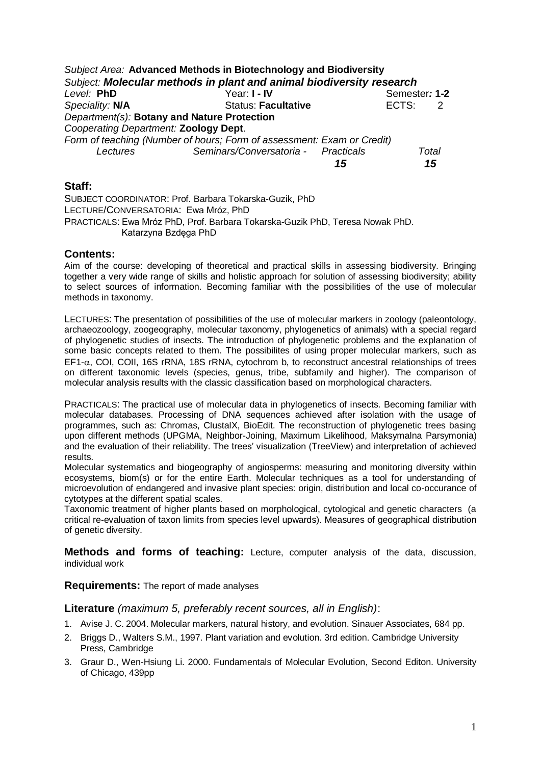*Subject Area:* **Advanced Methods in Biotechnology and Biodiversity**

*Subject:* ***Molecular methods in plant and animal biodiversity research***

| *Level:* **PhD** | Year: **I - IV** | Semester*:* **1-2** |
|---|---|---|
| *Speciality:* **N/A** | Status: **Facultative** | ECTS: 2 |

*Department(s):* **Botany and Nature Protection**

*Cooperating Department:* **Zoology Dept**.

*Form of teaching (Number of hours; Form of assessment: Exam or Credit)*

| *Lectures* | *Seminars/Conversatoria -* | *Practicals* | *Total* |
|---|---|---|---|
| | | ***15*** | ***15*** |

## Staff:

SUBJECT COORDINATOR: Prof. Barbara Tokarska-Guzik, PhD

LECTURE/CONVERSATORIA: Ewa Mróz, PhD

PRACTICALS: Ewa Mróz PhD, Prof. Barbara Tokarska-Guzik PhD, Teresa Nowak PhD. Katarzyna Bzdęga PhD

## Contents:

Aim of the course: developing of theoretical and practical skills in assessing biodiversity. Bringing together a very wide range of skills and holistic approach for solution of assessing biodiversity; ability to select sources of information. Becoming familiar with the possibilities of the use of molecular methods in taxonomy.

LECTURES: The presentation of possibilities of the use of molecular markers in zoology (paleontology, archaeozoology, zoogeography, molecular taxonomy, phylogenetics of animals) with a special regard of phylogenetic studies of insects. The introduction of phylogenetic problems and the explanation of some basic concepts related to them. The possibilites of using proper molecular markers, such as EF1-$\alpha$, COI, COII, 16S rRNA, 18S rRNA, cytochrom b, to reconstruct ancestral relationships of trees on different taxonomic levels (species, genus, tribe, subfamily and higher). The comparison of molecular analysis results with the classic classification based on morphological characters.

PRACTICALS: The practical use of molecular data in phylogenetics of insects. Becoming familiar with molecular databases. Processing of DNA sequences achieved after isolation with the usage of programmes, such as: Chromas, ClustalX, BioEdit. The reconstruction of phylogenetic trees basing upon different methods (UPGMA, Neighbor-Joining, Maximum Likelihood, Maksymalna Parsymonia) and the evaluation of their reliability. The trees' visualization (TreeView) and interpretation of achieved results.

Molecular systematics and biogeography of angiosperms: measuring and monitoring diversity within ecosystems, biom(s) or for the entire Earth. Molecular techniques as a tool for understanding of microevolution of endangered and invasive plant species: origin, distribution and local co-occurance of cytotypes at the different spatial scales.

Taxonomic treatment of higher plants based on morphological, cytological and genetic characters (a critical re-evaluation of taxon limits from species level upwards). Measures of geographical distribution of genetic diversity.

**Methods and forms of teaching:** Lecture, computer analysis of the data, discussion, individual work

**Requirements:** The report of made analyses

**Literature** *(maximum 5, preferably recent sources, all in English)*:

1. Avise J. C. 2004. Molecular markers, natural history, and evolution. Sinauer Associates, 684 pp.
2. Briggs D., Walters S.M., 1997. Plant variation and evolution. 3rd edition. Cambridge University Press, Cambridge
3. Graur D., Wen-Hsiung Li. 2000. Fundamentals of Molecular Evolution, Second Editon. University of Chicago, 439pp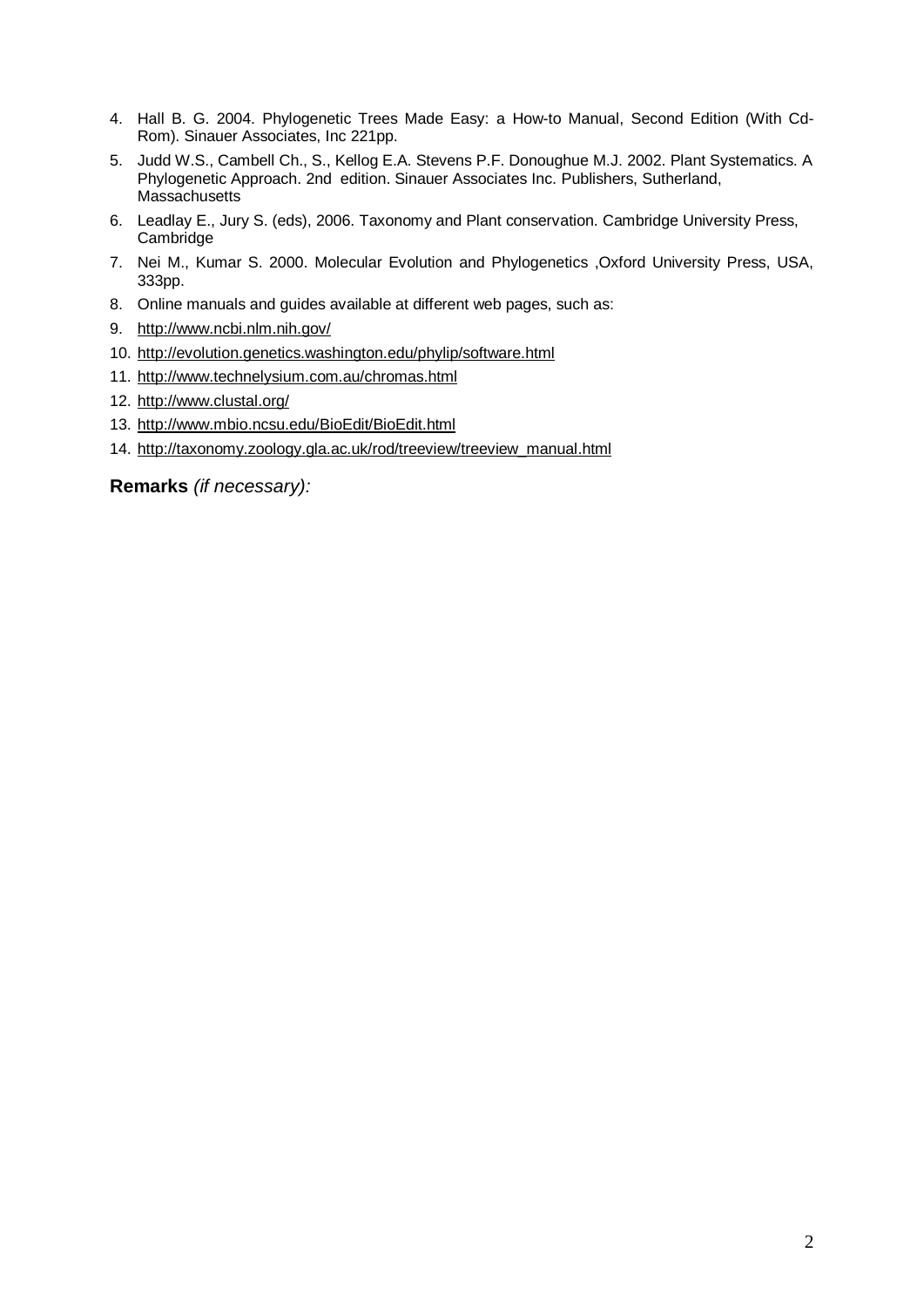4. Hall B. G. 2004. Phylogenetic Trees Made Easy: a How-to Manual, Second Edition (With Cd-Rom). Sinauer Associates, Inc 221pp.
5. Judd W.S., Cambell Ch., S., Kellog E.A. Stevens P.F. Donoughue M.J. 2002. Plant Systematics. A Phylogenetic Approach. 2nd edition. Sinauer Associates Inc. Publishers, Sutherland, Massachusetts
6. Leadlay E., Jury S. (eds), 2006. Taxonomy and Plant conservation. Cambridge University Press, Cambridge
7. Nei M., Kumar S. 2000. Molecular Evolution and Phylogenetics ,Oxford University Press, USA, 333pp.
8. Online manuals and guides available at different web pages, such as:
9. http://www.ncbi.nlm.nih.gov/
10. http://evolution.genetics.washington.edu/phylip/software.html
11. http://www.technelysium.com.au/chromas.html
12. http://www.clustal.org/
13. http://www.mbio.ncsu.edu/BioEdit/BioEdit.html
14. http://taxonomy.zoology.gla.ac.uk/rod/treeview/treeview_manual.html

**Remarks** *(if necessary):*